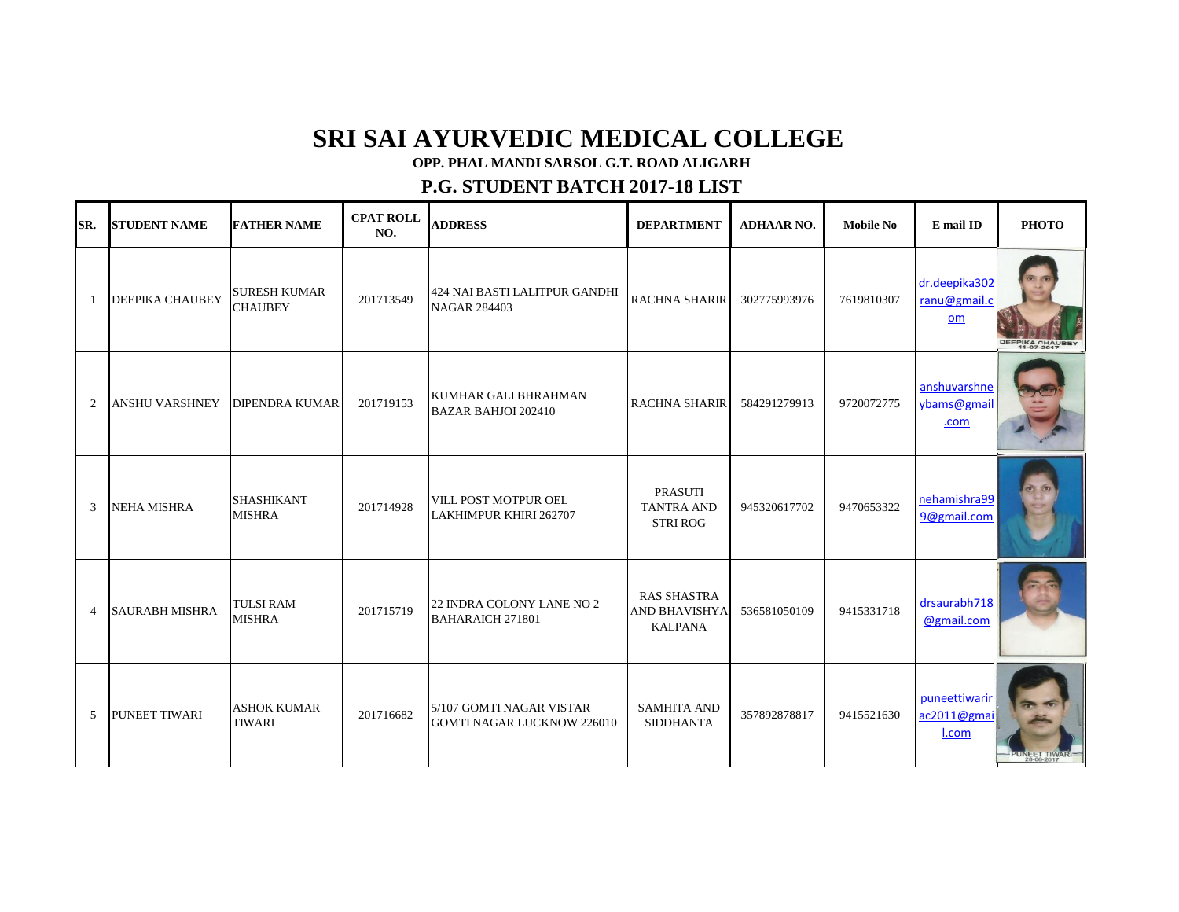# SRI SAI AYURVEDIC MEDICAL COLLEGE

**OPP. PHAL MANDI SARSOL G.T. ROAD ALIGARH**

## P.G. STUDENT BATCH 2017-18 LIST

| SR. | STUDENT NAME | FATHER NAME | CPAT ROLL NO. | ADDRESS | DEPARTMENT | ADHAAR NO. | Mobile No | E mail ID | PHOTO |
|---|---|---|---|---|---|---|---|---|---|
| 1 | DEEPIKA CHAUBEY | SURESH KUMAR CHAUBEY | 201713549 | 424 NAI BASTI LALITPUR GANDHI NAGAR 284403 | RACHNA SHARIR | 302775993976 | 7619810307 | dr.deepika302ranu@gmail.com | |
| 2 | ANSHU VARSHNEY | DIPENDRA KUMAR | 201719153 | KUMHAR GALI BHRAHMAN BAZAR BAHJOI 202410 | RACHNA SHARIR | 584291279913 | 9720072775 | anshuvarshneybams@gmail.com | |
| 3 | NEHA MISHRA | SHASHIKANT MISHRA | 201714928 | VILL POST MOTPUR OEL LAKHIMPUR KHIRI 262707 | PRASUTI TANTRA AND STRI ROG | 945320617702 | 9470653322 | nehamishra999@gmail.com | |
| 4 | SAURABH MISHRA | TULSI RAM MISHRA | 201715719 | 22 INDRA COLONY LANE NO 2 BAHARAICH 271801 | RAS SHASTRA AND BHAVISHYA KALPANA | 536581050109 | 9415331718 | drsaurabh718@gmail.com | |
| 5 | PUNEET TIWARI | ASHOK KUMAR TIWARI | 201716682 | 5/107 GOMTI NAGAR VISTAR GOMTI NAGAR LUCKNOW 226010 | SAMHITA AND SIDDHANTA | 357892878817 | 9415521630 | puneettiwarirac2011@gmail.com | |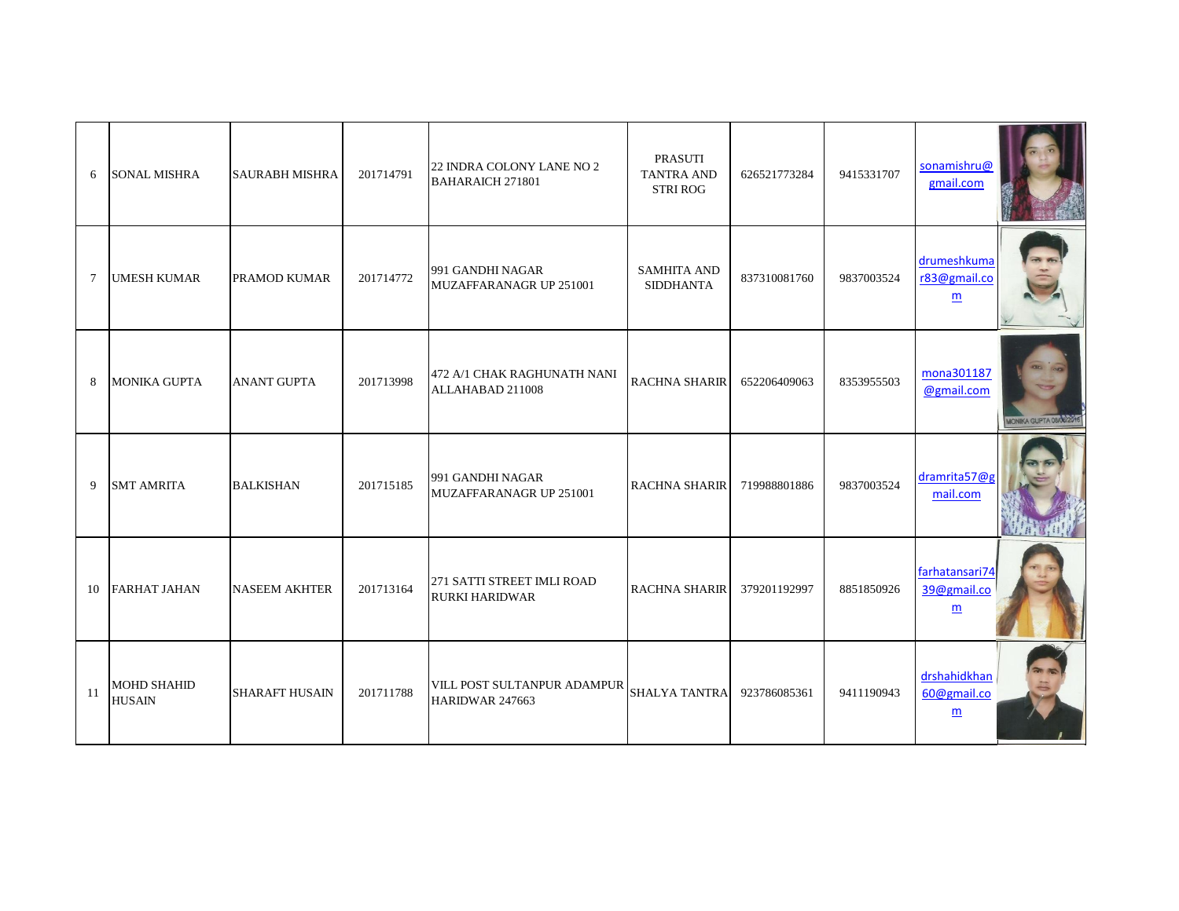| | | | | | | | | | |
|---|---|---|---|---|---|---|---|---|---|
| 6 | SONAL MISHRA | SAURABH MISHRA | 201714791 | 22 INDRA COLONY LANE NO 2 BAHARAICH 271801 | PRASUTI TANTRA AND STRI ROG | 626521773284 | 9415331707 | sonamishru@gmail.com | |
| 7 | UMESH KUMAR | PRAMOD KUMAR | 201714772 | 991 GANDHI NAGAR MUZAFFARANAGR UP 251001 | SAMHITA AND SIDDHANTA | 837310081760 | 9837003524 | drumeshkumar83@gmail.com | |
| 8 | MONIKA GUPTA | ANANT GUPTA | 201713998 | 472 A/1 CHAK RAGHUNATH NANI ALLAHABAD 211008 | RACHNA SHARIR | 652206409063 | 8353955503 | mona301187@gmail.com | |
| 9 | SMT AMRITA | BALKISHAN | 201715185 | 991 GANDHI NAGAR MUZAFFARANAGR UP 251001 | RACHNA SHARIR | 719988801886 | 9837003524 | dramrita57@gmail.com | |
| 10 | FARHAT JAHAN | NASEEM AKHTER | 201713164 | 271 SATTI STREET IMLI ROAD RURKI HARIDWAR | RACHNA SHARIR | 379201192997 | 8851850926 | farhatansari7439@gmail.com | |
| 11 | MOHD SHAHID HUSAIN | SHARAFT HUSAIN | 201711788 | VILL POST SULTANPUR ADAMPUR HARIDWAR 247663 | SHALYA TANTRA | 923786085361 | 9411190943 | drshahidkhan60@gmail.com | |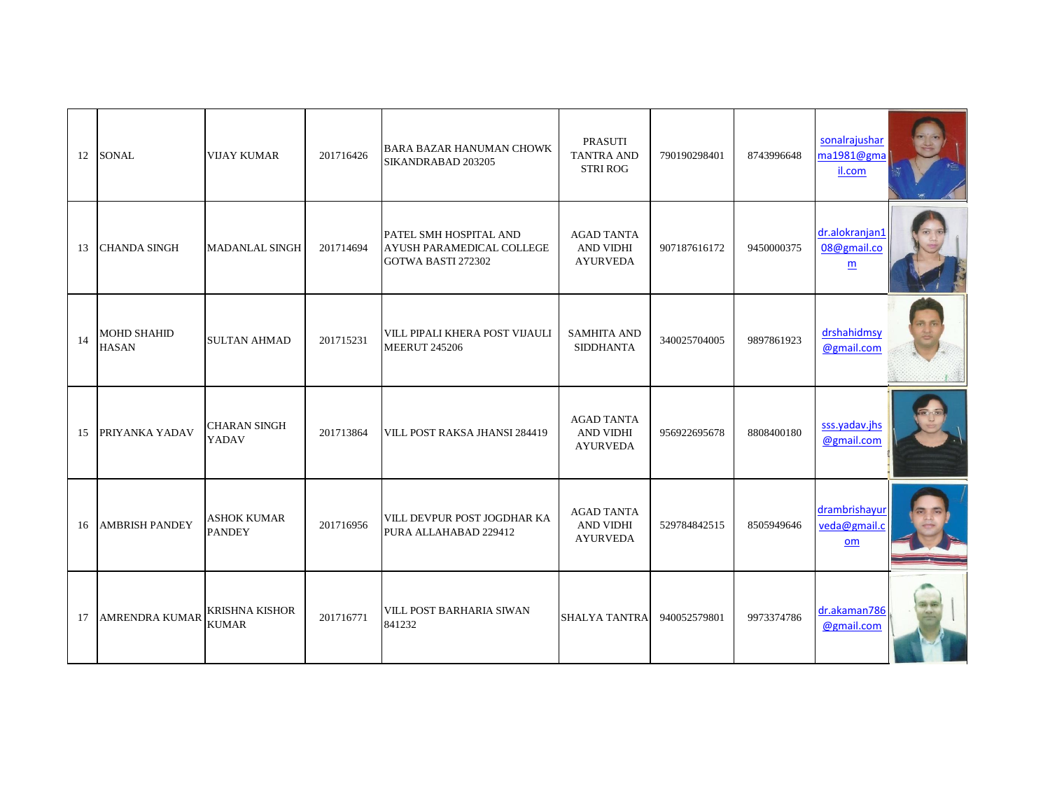| | | | | | | | | | |
|---|---|---|---|---|---|---|---|---|---|
| 12 | SONAL | VIJAY KUMAR | 201716426 | BARA BAZAR HANUMAN CHOWK SIKANDRABAD 203205 | PRASUTI TANTRA AND STRI ROG | 790190298401 | 8743996648 | sonalrajusharma1981@gmail.com | |
| 13 | CHANDA SINGH | MADANLAL SINGH | 201714694 | PATEL SMH HOSPITAL AND AYUSH PARAMEDICAL COLLEGE GOTWA BASTI 272302 | AGAD TANTA AND VIDHI AYURVEDA | 907187616172 | 9450000375 | dr.alokranjan108@gmail.com | |
| 14 | MOHD SHAHID HASAN | SULTAN AHMAD | 201715231 | VILL PIPALI KHERA POST VIJAULI MEERUT 245206 | SAMHITA AND SIDDHANTA | 340025704005 | 9897861923 | drshahidmsy@gmail.com | |
| 15 | PRIYANKA YADAV | CHARAN SINGH YADAV | 201713864 | VILL POST RAKSA JHANSI 284419 | AGAD TANTA AND VIDHI AYURVEDA | 956922695678 | 8808400180 | sss.yadav.jhs@gmail.com | |
| 16 | AMBRISH PANDEY | ASHOK KUMAR PANDEY | 201716956 | VILL DEVPUR POST JOGDHAR KA PURA ALLAHABAD 229412 | AGAD TANTA AND VIDHI AYURVEDA | 529784842515 | 8505949646 | drambrishayurveda@gmail.com | |
| 17 | AMRENDRA KUMAR | KRISHNA KISHOR KUMAR | 201716771 | VILL POST BARHARIA SIWAN 841232 | SHALYA TANTRA | 940052579801 | 9973374786 | dr.akaman786@gmail.com | |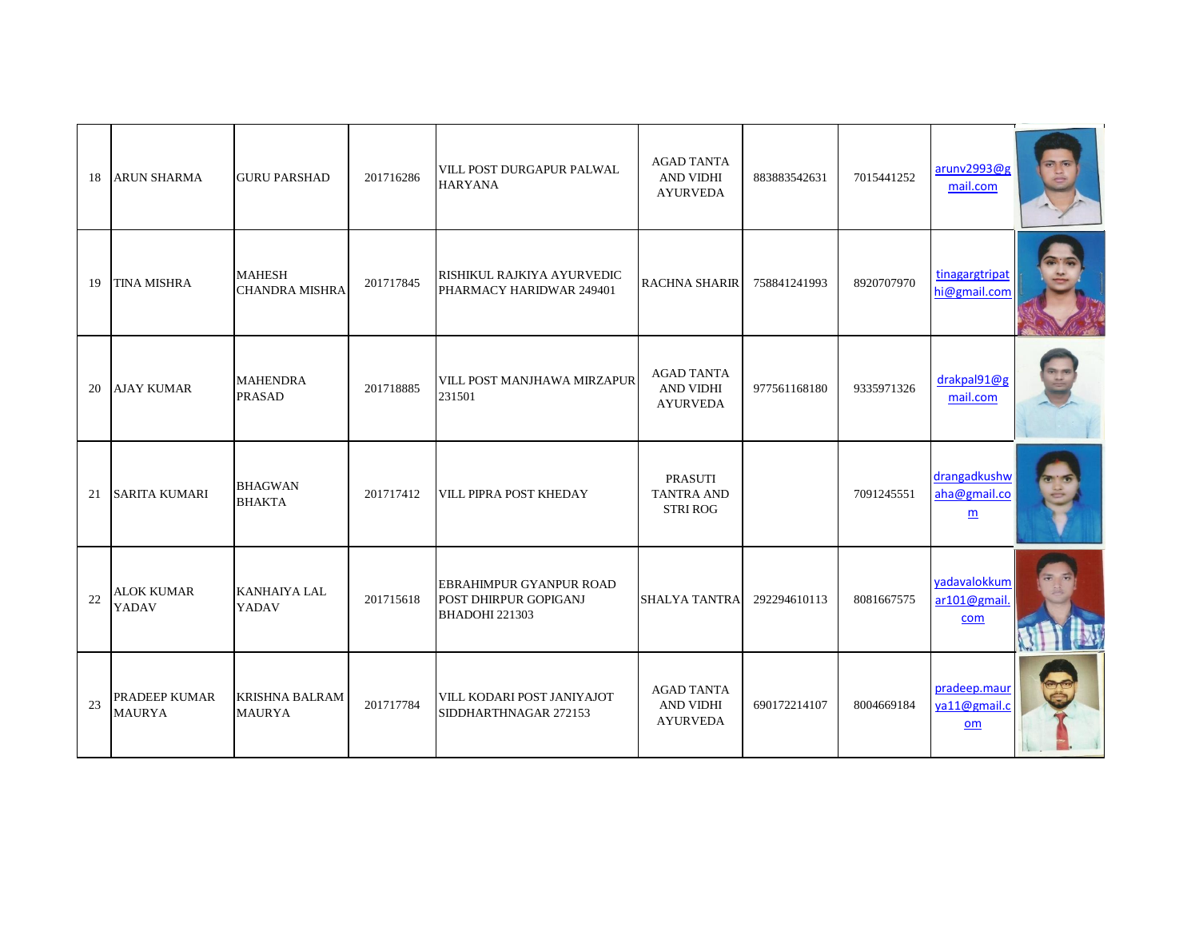| | | | | | | | | | |
|---|---|---|---|---|---|---|---|---|---|
| 18 | ARUN SHARMA | GURU PARSHAD | 201716286 | VILL POST DURGAPUR PALWAL HARYANA | AGAD TANTA AND VIDHI AYURVEDA | 883883542631 | 7015441252 | arunv2993@gmail.com | |
| 19 | TINA MISHRA | MAHESH CHANDRA MISHRA | 201717845 | RISHIKUL RAJKIYA AYURVEDIC PHARMACY HARIDWAR 249401 | RACHNA SHARIR | 758841241993 | 8920707970 | tinagargtripathi@gmail.com | |
| 20 | AJAY KUMAR | MAHENDRA PRASAD | 201718885 | VILL POST MANJHAWA MIRZAPUR 231501 | AGAD TANTA AND VIDHI AYURVEDA | 977561168180 | 9335971326 | drakpal91@gmail.com | |
| 21 | SARITA KUMARI | BHAGWAN BHAKTA | 201717412 | VILL PIPRA POST KHEDAY | PRASUTI TANTRA AND STRI ROG | | 7091245551 | drangadkushwaha@gmail.com | |
| 22 | ALOK KUMAR YADAV | KANHAIYA LAL YADAV | 201715618 | EBRAHIMPUR GYANPUR ROAD POST DHIRPUR GOPIGANJ BHADOHI 221303 | SHALYA TANTRA | 292294610113 | 8081667575 | yadavalokkumar101@gmail.com | |
| 23 | PRADEEP KUMAR MAURYA | KRISHNA BALRAM MAURYA | 201717784 | VILL KODARI POST JANIYAJOT SIDDHARTHNAGAR 272153 | AGAD TANTA AND VIDHI AYURVEDA | 690172214107 | 8004669184 | pradeep.maurya11@gmail.com | |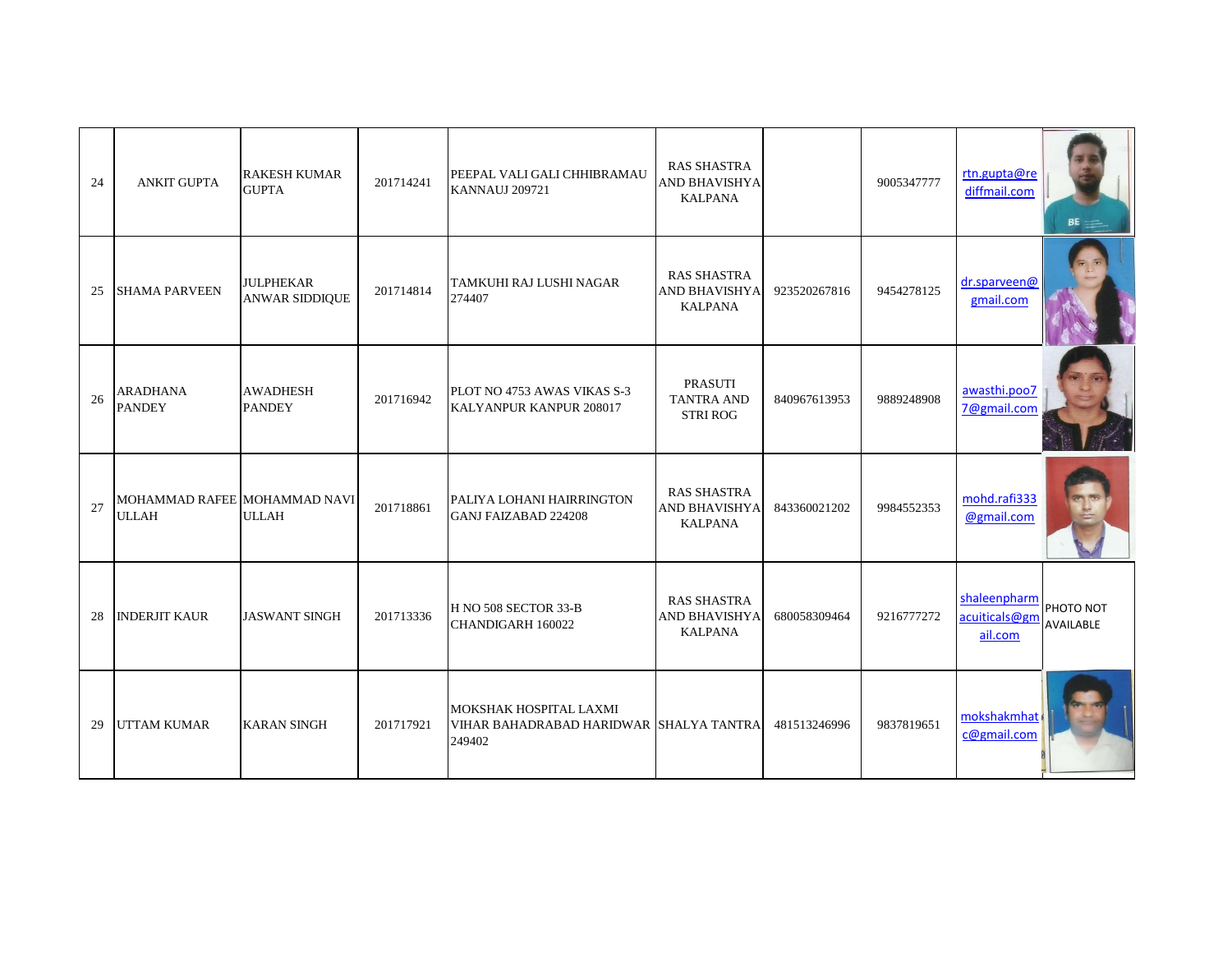| 24 | ANKIT GUPTA | RAKESH KUMAR GUPTA | 201714241 | PEEPAL VALI GALI CHHIBRAMAU KANNAUJ 209721 | RAS SHASTRA AND BHAVISHYA KALPANA | | 9005347777 | rtn.gupta@rediffmail.com | |
|---|---|---|---|---|---|---|---|---|---|
| 25 | SHAMA PARVEEN | JULPHEKAR ANWAR SIDDIQUE | 201714814 | TAMKUHI RAJ LUSHI NAGAR 274407 | RAS SHASTRA AND BHAVISHYA KALPANA | 923520267816 | 9454278125 | dr.sparveen@gmail.com | |
| 26 | ARADHANA PANDEY | AWADHESH PANDEY | 201716942 | PLOT NO 4753 AWAS VIKAS S-3 KALYANPUR KANPUR 208017 | PRASUTI TANTRA AND STRI ROG | 840967613953 | 9889248908 | awasthi.poo77@gmail.com | |
| 27 | MOHAMMAD RAFEE ULLAH | MOHAMMAD NAVI ULLAH | 201718861 | PALIYA LOHANI HAIRRINGTON GANJ FAIZABAD 224208 | RAS SHASTRA AND BHAVISHYA KALPANA | 843360021202 | 9984552353 | mohd.rafi333@gmail.com | |
| 28 | INDERJIT KAUR | JASWANT SINGH | 201713336 | H NO 508 SECTOR 33-B CHANDIGARH 160022 | RAS SHASTRA AND BHAVISHYA KALPANA | 680058309464 | 9216777272 | shaleenpharmacuiticals@gmail.com | PHOTO NOT AVAILABLE |
| 29 | UTTAM KUMAR | KARAN SINGH | 201717921 | MOKSHAK HOSPITAL LAXMI VIHAR BAHADRABAD HARIDWAR 249402 | SHALYA TANTRA | 481513246996 | 9837819651 | mokshakmhatc@gmail.com | |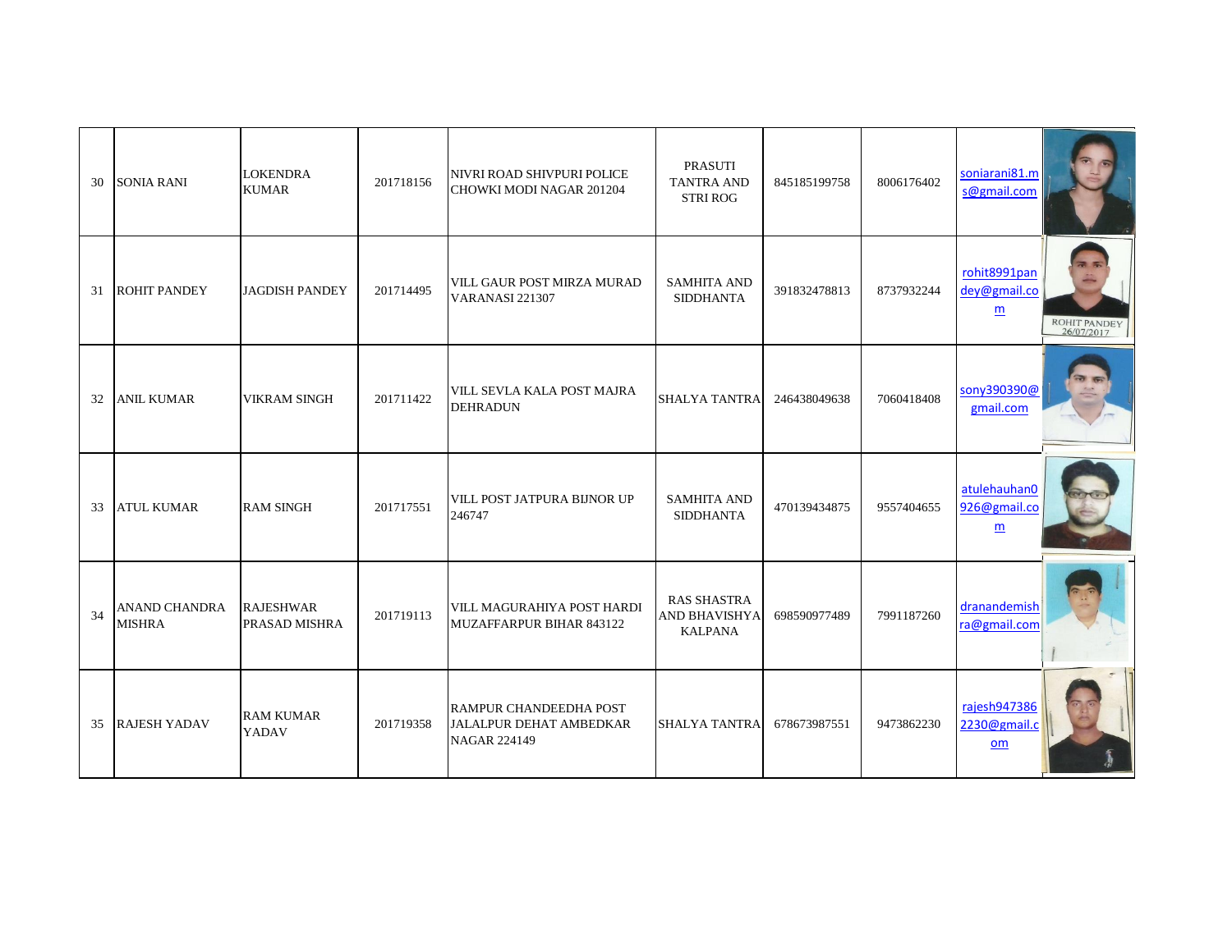| 30 | SONIA RANI | LOKENDRA KUMAR | 201718156 | NIVRI ROAD SHIVPURI POLICE CHOWKI MODI NAGAR 201204 | PRASUTI TANTRA AND STRI ROG | 845185199758 | 8006176402 | soniarani81.ms@gmail.com | |
|---|---|---|---|---|---|---|---|---|---|
| 31 | ROHIT PANDEY | JAGDISH PANDEY | 201714495 | VILL GAUR POST MIRZA MURAD VARANASI 221307 | SAMHITA AND SIDDHANTA | 391832478813 | 8737932244 | rohit8991pandey@gmail.com | |
| 32 | ANIL KUMAR | VIKRAM SINGH | 201711422 | VILL SEVLA KALA POST MAJRA DEHRADUN | SHALYA TANTRA | 246438049638 | 7060418408 | sony390390@gmail.com | |
| 33 | ATUL KUMAR | RAM SINGH | 201717551 | VILL POST JATPURA BIJNOR UP 246747 | SAMHITA AND SIDDHANTA | 470139434875 | 9557404655 | atulehauhan0926@gmail.com | |
| 34 | ANAND CHANDRA MISHRA | RAJESHWAR PRASAD MISHRA | 201719113 | VILL MAGURAHIYA POST HARDI MUZAFFARPUR BIHAR 843122 | RAS SHASTRA AND BHAVISHYA KALPANA | 698590977489 | 7991187260 | dranandemishra@gmail.com | |
| 35 | RAJESH YADAV | RAM KUMAR YADAV | 201719358 | RAMPUR CHANDEEDHA POST JALALPUR DEHAT AMBEDKAR NAGAR 224149 | SHALYA TANTRA | 678673987551 | 9473862230 | rajesh9473862230@gmail.com | |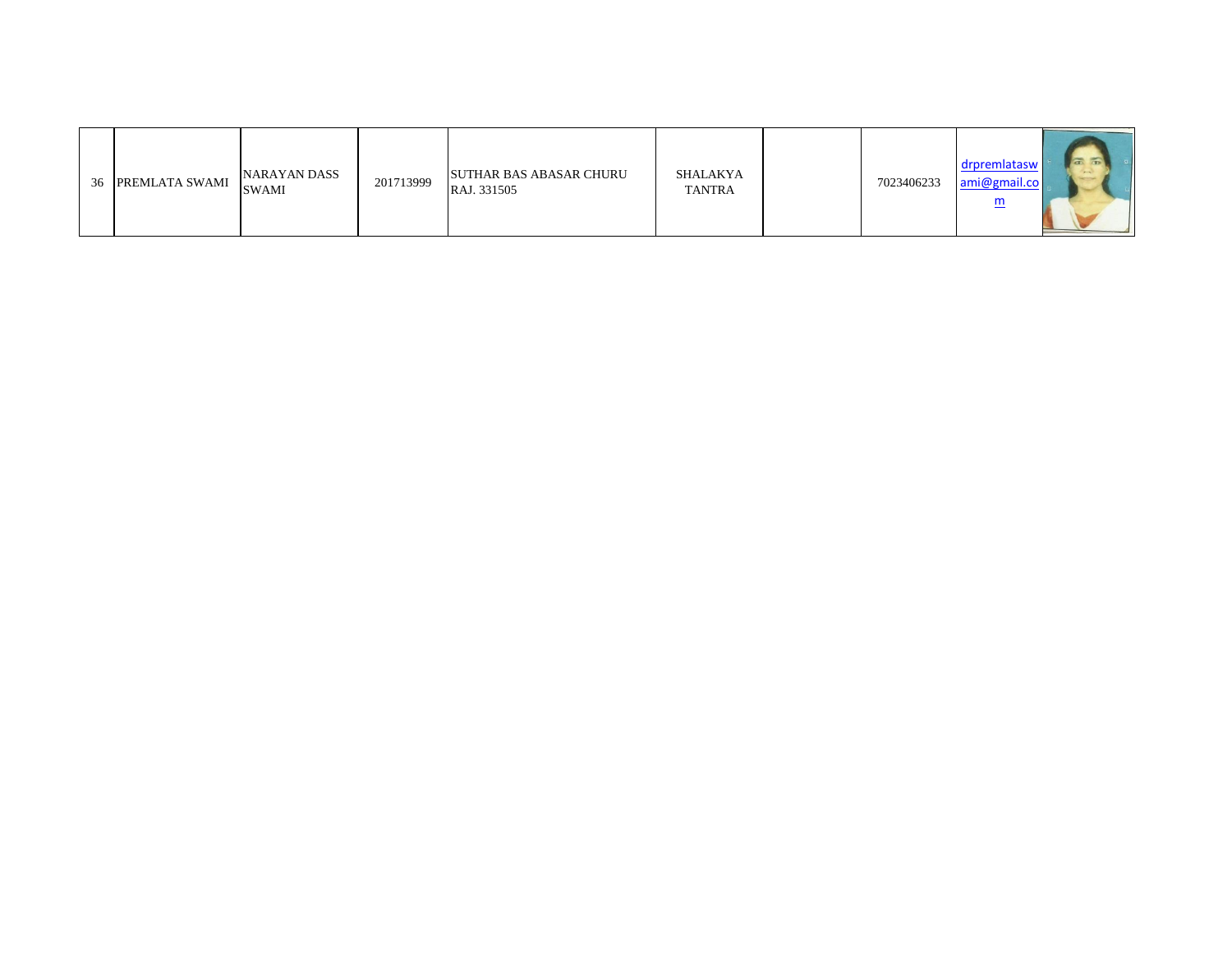| 36 | PREMLATA SWAMI | NARAYAN DASS SWAMI | 201713999 | SUTHAR BAS ABASAR CHURU RAJ. 331505 | SHALAKYA TANTRA | | 7023406233 | drpremlataswami@gmail.com | |
|---|---|---|---|---|---|---|---|---|---|